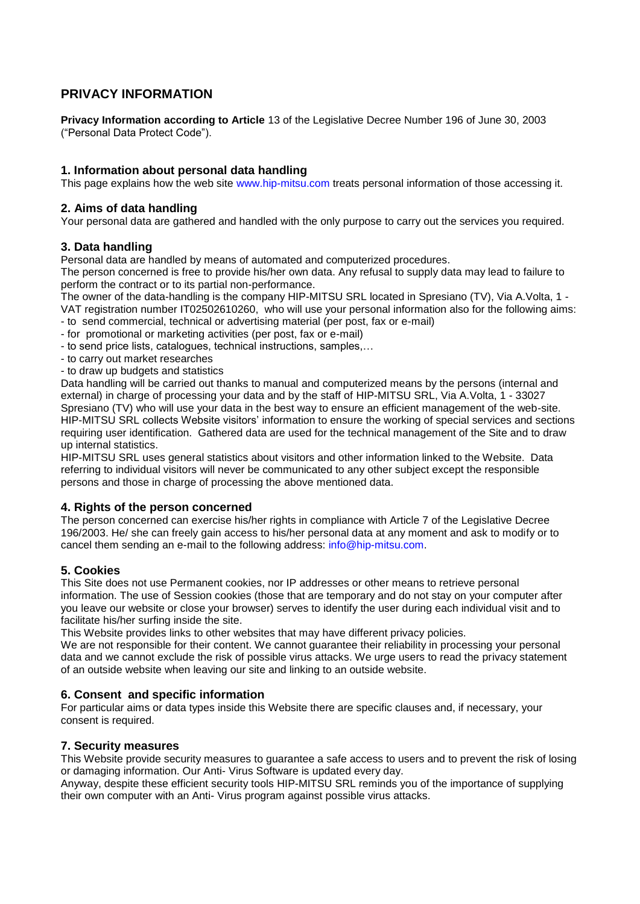# PRIVACY INFORMATION

**Privacy Information according to Article** 13 of the Legislative Decree Number 196 of June 30, 2003 ("Personal Data Protect Code").

## 1. Information about personal data handling

This page explains how the web site www.hip-mitsu.com treats personal information of those accessing it.

## 2. Aims of data handling

Your personal data are gathered and handled with the only purpose to carry out the services you required.

## 3. Data handling

Personal data are handled by means of automated and computerized procedures.

The person concerned is free to provide his/her own data. Any refusal to supply data may lead to failure to perform the contract or to its partial non-performance.

The owner of the data-handling is the company HIP-MITSU SRL located in Spresiano (TV), Via A.Volta, 1 - VAT registration number IT02502610260, who will use your personal information also for the following aims:

- to send commercial, technical or advertising material (per post, fax or e-mail)
- for promotional or marketing activities (per post, fax or e-mail)
- to send price lists, catalogues, technical instructions, samples,…
- to carry out market researches
- to draw up budgets and statistics

Data handling will be carried out thanks to manual and computerized means by the persons (internal and external) in charge of processing your data and by the staff of HIP-MITSU SRL, Via A.Volta, 1 - 33027 Spresiano (TV) who will use your data in the best way to ensure an efficient management of the web-site. HIP-MITSU SRL collects Website visitors' information to ensure the working of special services and sections requiring user identification. Gathered data are used for the technical management of the Site and to draw up internal statistics.

HIP-MITSU SRL uses general statistics about visitors and other information linked to the Website. Data referring to individual visitors will never be communicated to any other subject except the responsible persons and those in charge of processing the above mentioned data.

## 4. Rights of the person concerned

The person concerned can exercise his/her rights in compliance with Article 7 of the Legislative Decree 196/2003. He/ she can freely gain access to his/her personal data at any moment and ask to modify or to cancel them sending an e-mail to the following address: info@hip-mitsu.com.

## 5. Cookies

This Site does not use Permanent cookies, nor IP addresses or other means to retrieve personal information. The use of Session cookies (those that are temporary and do not stay on your computer after you leave our website or close your browser) serves to identify the user during each individual visit and to facilitate his/her surfing inside the site.

This Website provides links to other websites that may have different privacy policies.

We are not responsible for their content. We cannot guarantee their reliability in processing your personal data and we cannot exclude the risk of possible virus attacks. We urge users to read the privacy statement of an outside website when leaving our site and linking to an outside website.

## 6. Consent and specific information

For particular aims or data types inside this Website there are specific clauses and, if necessary, your consent is required.

## 7. Security measures

This Website provide security measures to guarantee a safe access to users and to prevent the risk of losing or damaging information. Our Anti- Virus Software is updated every day.

Anyway, despite these efficient security tools HIP-MITSU SRL reminds you of the importance of supplying their own computer with an Anti- Virus program against possible virus attacks.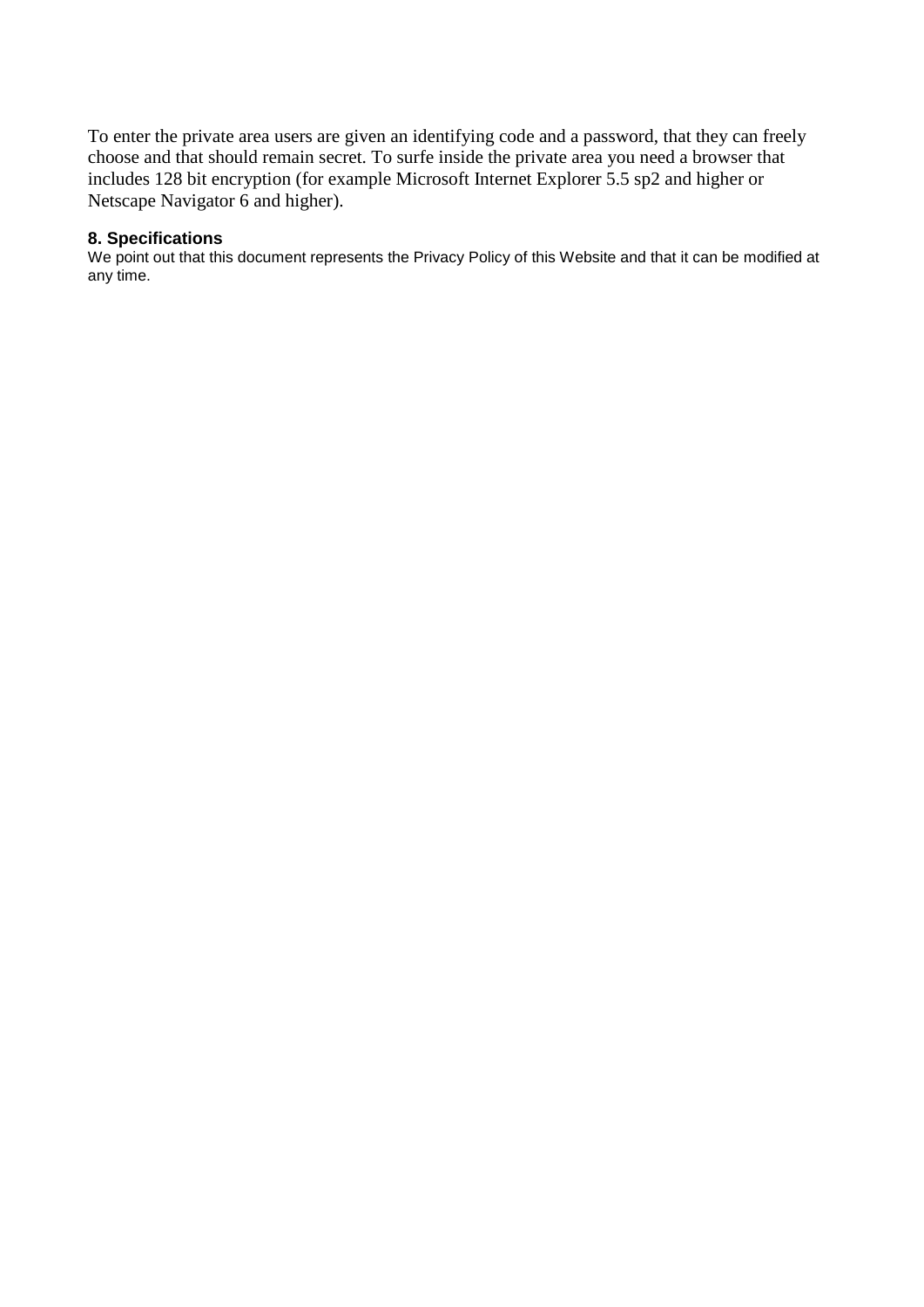To enter the private area users are given an identifying code and a password, that they can freely choose and that should remain secret. To surfe inside the private area you need a browser that includes 128 bit encryption (for example Microsoft Internet Explorer 5.5 sp2 and higher or Netscape Navigator 6 and higher).

## 8. Specifications

We point out that this document represents the Privacy Policy of this Website and that it can be modified at any time.